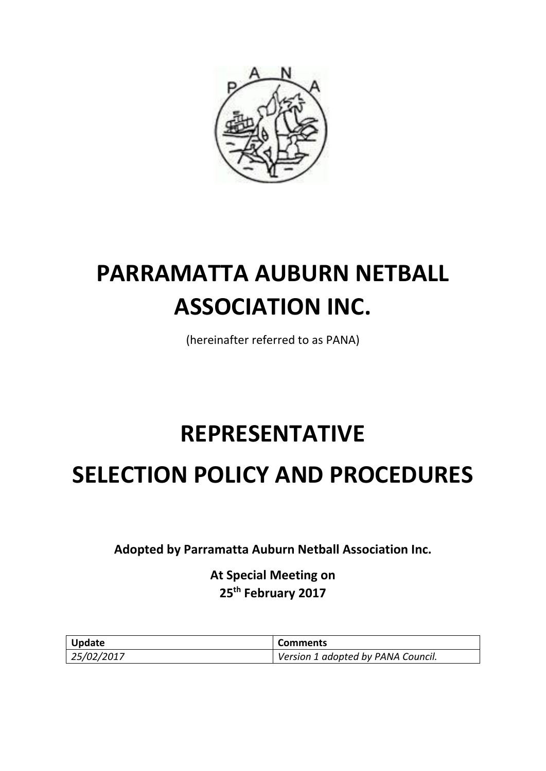# PARRAMATTA AUBURN NETBALL ASSOCIATION INC.

(hereinafter referred to as PANA)

# REPRESENTATIVE SELECTION POLICY AND PROCEDURES

**Adopted by Parramatta Auburn Netball Association Inc.**

**At Special Meeting on 25th February 2017**

| Update | Comments |
| --- | --- |
| *25/02/2017* | *Version 1 adopted by PANA Council.* |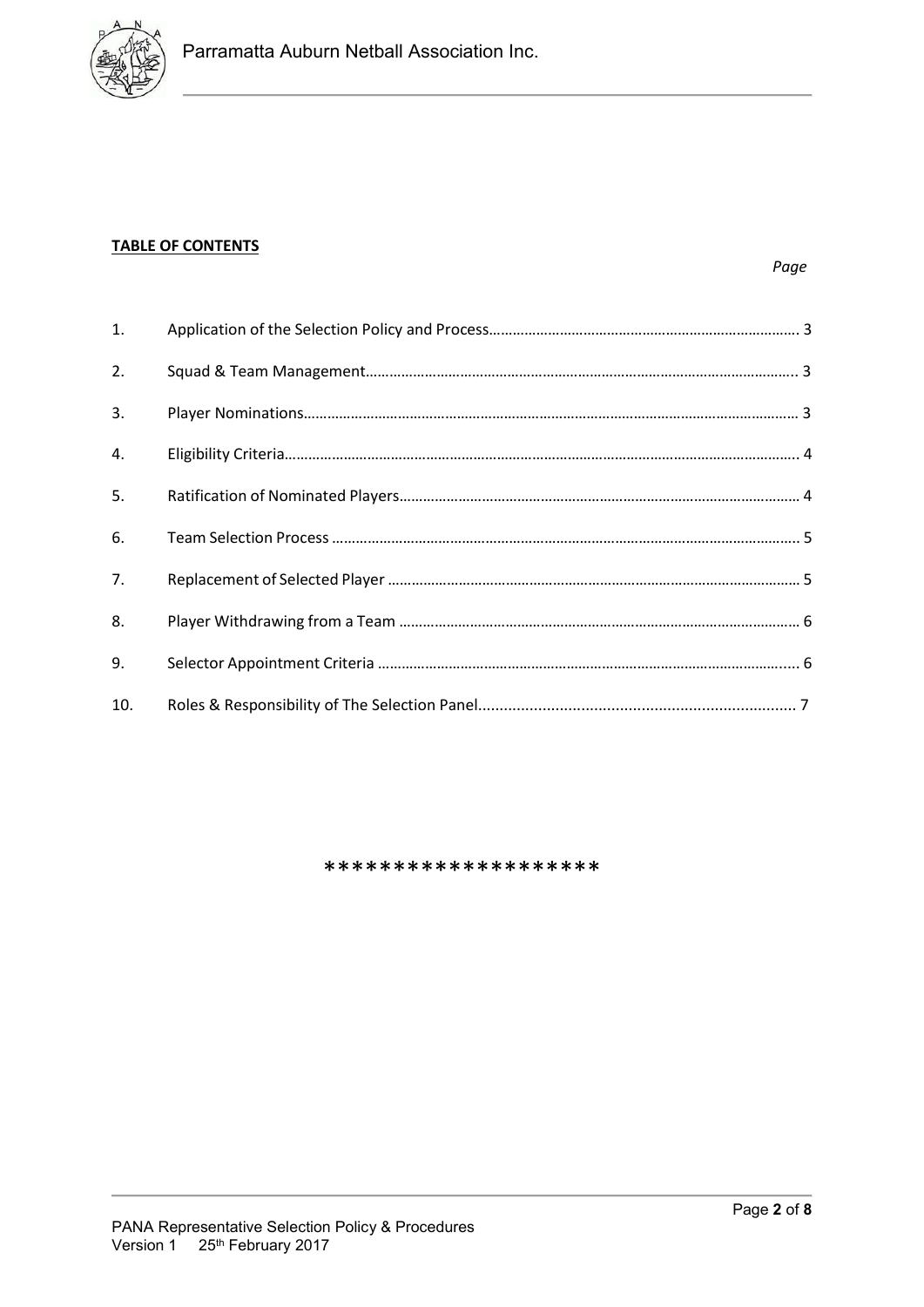**TABLE OF CONTENTS**

*Page*

| | | |
|---|---|---|
| 1. | Application of the Selection Policy and Process | 3 |
| 2. | Squad & Team Management | 3 |
| 3. | Player Nominations | 3 |
| 4. | Eligibility Criteria | 4 |
| 5. | Ratification of Nominated Players | 4 |
| 6. | Team Selection Process | 5 |
| 7. | Replacement of Selected Player | 5 |
| 8. | Player Withdrawing from a Team | 6 |
| 9. | Selector Appointment Criteria | 6 |
| 10. | Roles & Responsibility of The Selection Panel | 7 |

*******************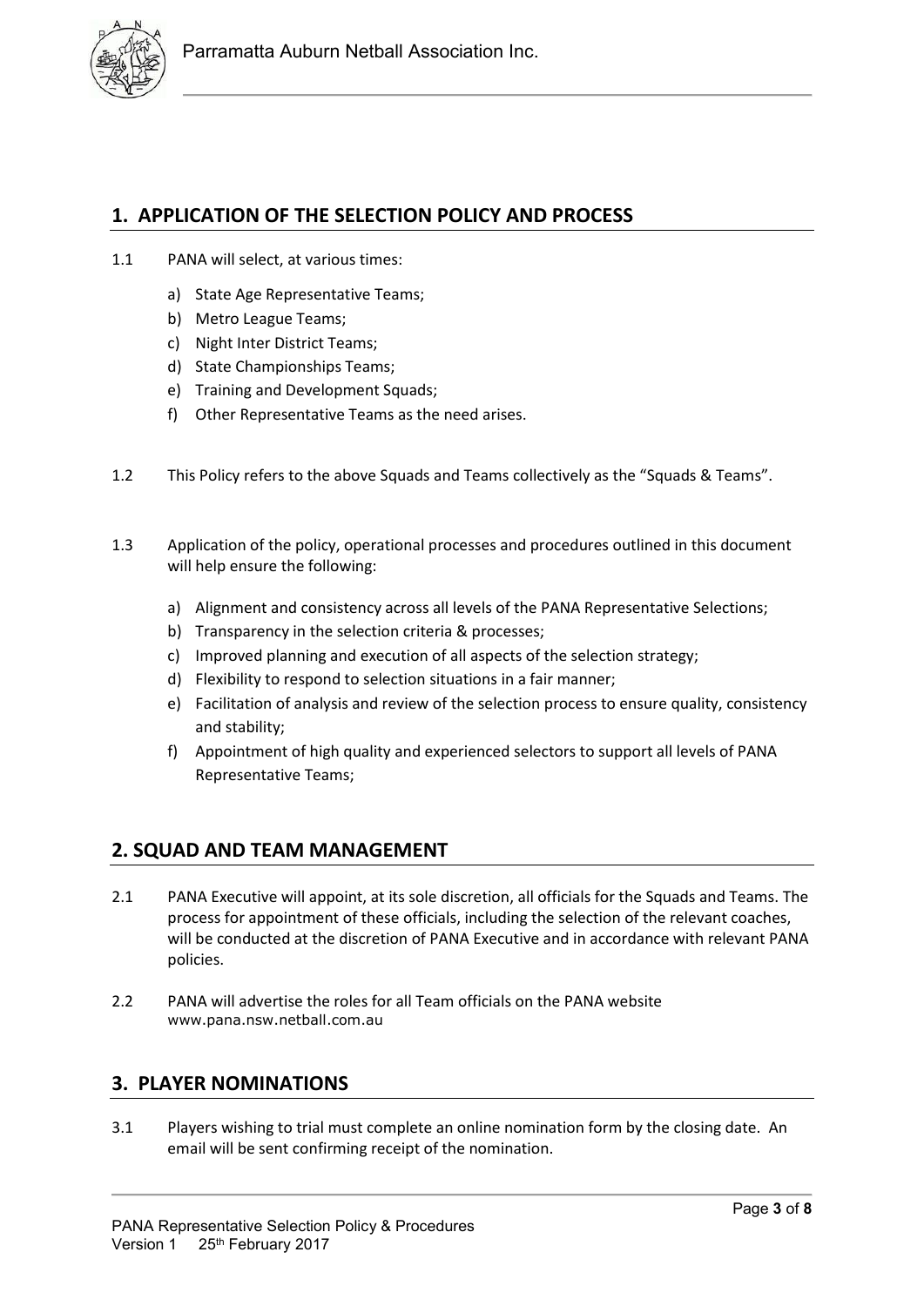## 1. APPLICATION OF THE SELECTION POLICY AND PROCESS

1.1 PANA will select, at various times:

a) State Age Representative Teams;
b) Metro League Teams;
c) Night Inter District Teams;
d) State Championships Teams;
e) Training and Development Squads;
f) Other Representative Teams as the need arises.

1.2 This Policy refers to the above Squads and Teams collectively as the "Squads & Teams".

1.3 Application of the policy, operational processes and procedures outlined in this document will help ensure the following:

a) Alignment and consistency across all levels of the PANA Representative Selections;
b) Transparency in the selection criteria & processes;
c) Improved planning and execution of all aspects of the selection strategy;
d) Flexibility to respond to selection situations in a fair manner;
e) Facilitation of analysis and review of the selection process to ensure quality, consistency and stability;
f) Appointment of high quality and experienced selectors to support all levels of PANA Representative Teams;

## 2. SQUAD AND TEAM MANAGEMENT

2.1 PANA Executive will appoint, at its sole discretion, all officials for the Squads and Teams. The process for appointment of these officials, including the selection of the relevant coaches, will be conducted at the discretion of PANA Executive and in accordance with relevant PANA policies.

2.2 PANA will advertise the roles for all Team officials on the PANA website www.pana.nsw.netball.com.au

## 3. PLAYER NOMINATIONS

3.1 Players wishing to trial must complete an online nomination form by the closing date. An email will be sent confirming receipt of the nomination.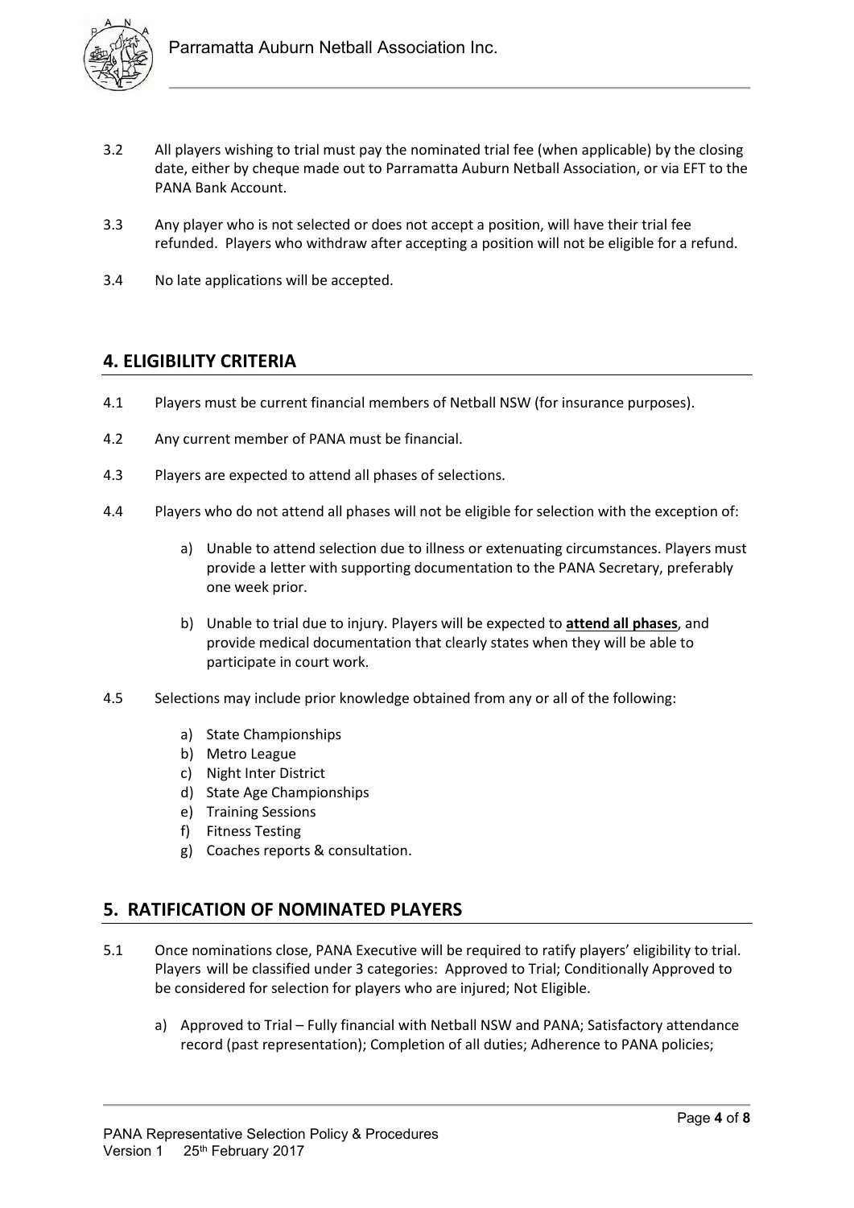3.2 All players wishing to trial must pay the nominated trial fee (when applicable) by the closing date, either by cheque made out to Parramatta Auburn Netball Association, or via EFT to the PANA Bank Account.

3.3 Any player who is not selected or does not accept a position, will have their trial fee refunded. Players who withdraw after accepting a position will not be eligible for a refund.

3.4 No late applications will be accepted.

## 4. ELIGIBILITY CRITERIA

4.1 Players must be current financial members of Netball NSW (for insurance purposes).

4.2 Any current member of PANA must be financial.

4.3 Players are expected to attend all phases of selections.

4.4 Players who do not attend all phases will not be eligible for selection with the exception of:

a) Unable to attend selection due to illness or extenuating circumstances. Players must provide a letter with supporting documentation to the PANA Secretary, preferably one week prior.

b) Unable to trial due to injury. Players will be expected to **attend all phases**, and provide medical documentation that clearly states when they will be able to participate in court work.

4.5 Selections may include prior knowledge obtained from any or all of the following:

a) State Championships
b) Metro League
c) Night Inter District
d) State Age Championships
e) Training Sessions
f) Fitness Testing
g) Coaches reports & consultation.

## 5. RATIFICATION OF NOMINATED PLAYERS

5.1 Once nominations close, PANA Executive will be required to ratify players' eligibility to trial. Players will be classified under 3 categories: Approved to Trial; Conditionally Approved to be considered for selection for players who are injured; Not Eligible.

a) Approved to Trial – Fully financial with Netball NSW and PANA; Satisfactory attendance record (past representation); Completion of all duties; Adherence to PANA policies;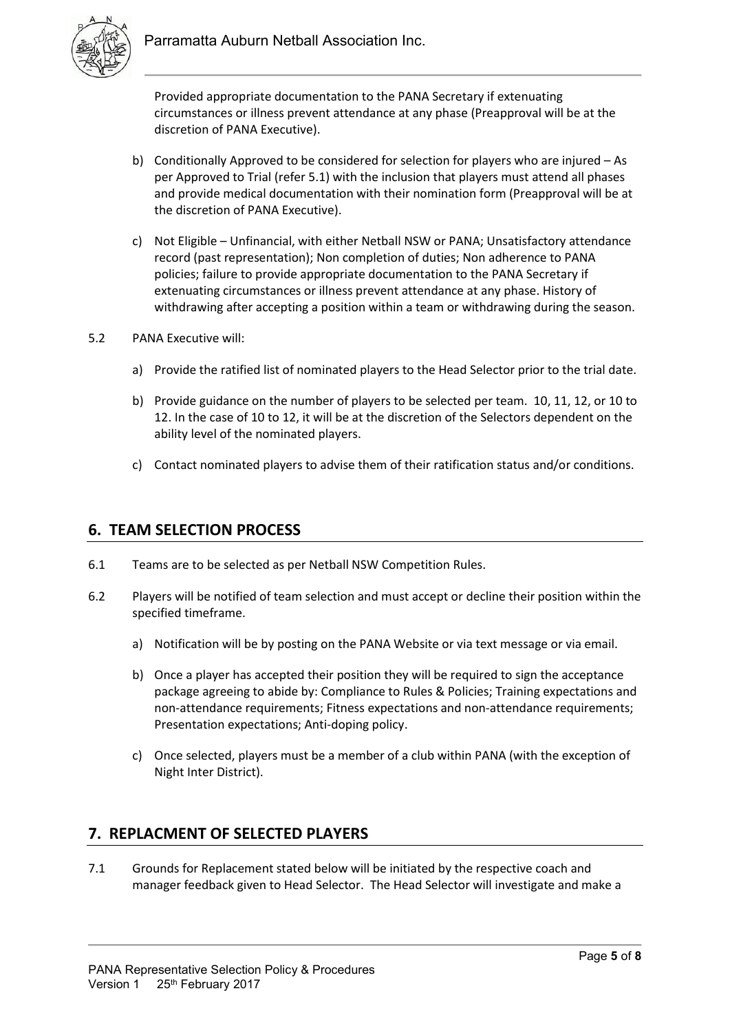Provided appropriate documentation to the PANA Secretary if extenuating circumstances or illness prevent attendance at any phase (Preapproval will be at the discretion of PANA Executive).

b) Conditionally Approved to be considered for selection for players who are injured – As per Approved to Trial (refer 5.1) with the inclusion that players must attend all phases and provide medical documentation with their nomination form (Preapproval will be at the discretion of PANA Executive).

c) Not Eligible – Unfinancial, with either Netball NSW or PANA; Unsatisfactory attendance record (past representation); Non completion of duties; Non adherence to PANA policies; failure to provide appropriate documentation to the PANA Secretary if extenuating circumstances or illness prevent attendance at any phase. History of withdrawing after accepting a position within a team or withdrawing during the season.

5.2 PANA Executive will:

a) Provide the ratified list of nominated players to the Head Selector prior to the trial date.

b) Provide guidance on the number of players to be selected per team. 10, 11, 12, or 10 to 12. In the case of 10 to 12, it will be at the discretion of the Selectors dependent on the ability level of the nominated players.

c) Contact nominated players to advise them of their ratification status and/or conditions.

## 6. TEAM SELECTION PROCESS

6.1 Teams are to be selected as per Netball NSW Competition Rules.

6.2 Players will be notified of team selection and must accept or decline their position within the specified timeframe.

a) Notification will be by posting on the PANA Website or via text message or via email.

b) Once a player has accepted their position they will be required to sign the acceptance package agreeing to abide by: Compliance to Rules & Policies; Training expectations and non-attendance requirements; Fitness expectations and non-attendance requirements; Presentation expectations; Anti-doping policy.

c) Once selected, players must be a member of a club within PANA (with the exception of Night Inter District).

## 7. REPLACMENT OF SELECTED PLAYERS

7.1 Grounds for Replacement stated below will be initiated by the respective coach and manager feedback given to Head Selector. The Head Selector will investigate and make a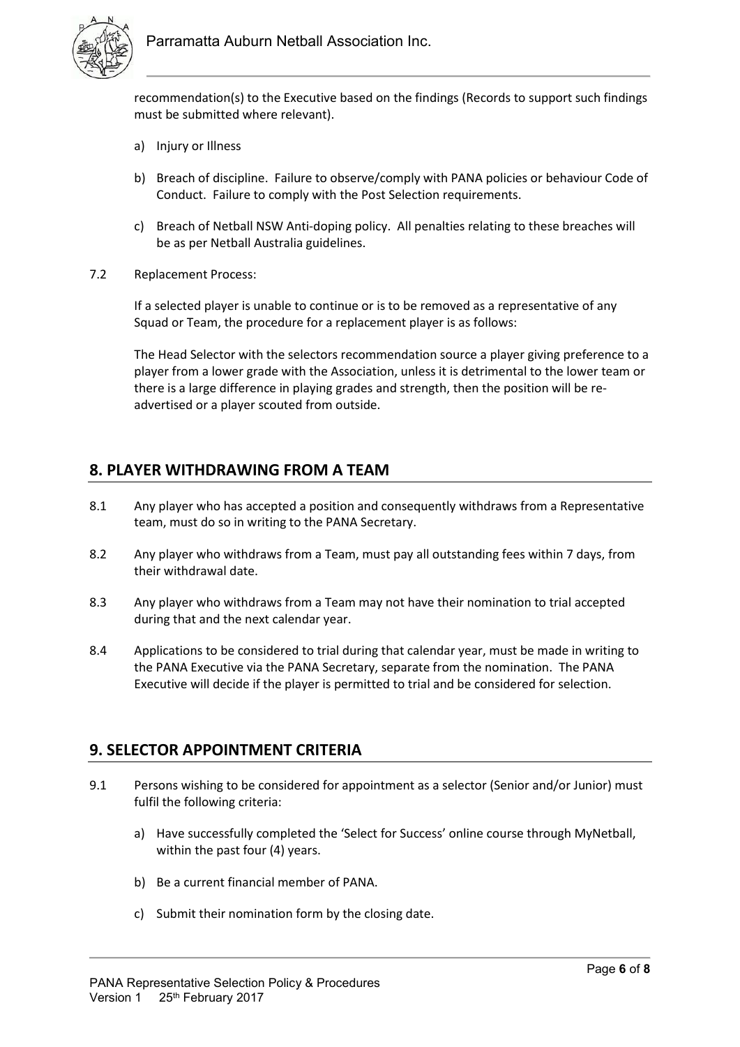recommendation(s) to the Executive based on the findings (Records to support such findings must be submitted where relevant).

a) Injury or Illness

b) Breach of discipline. Failure to observe/comply with PANA policies or behaviour Code of Conduct. Failure to comply with the Post Selection requirements.

c) Breach of Netball NSW Anti-doping policy. All penalties relating to these breaches will be as per Netball Australia guidelines.

7.2 Replacement Process:

If a selected player is unable to continue or is to be removed as a representative of any Squad or Team, the procedure for a replacement player is as follows:

The Head Selector with the selectors recommendation source a player giving preference to a player from a lower grade with the Association, unless it is detrimental to the lower team or there is a large difference in playing grades and strength, then the position will be re-advertised or a player scouted from outside.

## 8. PLAYER WITHDRAWING FROM A TEAM

8.1 Any player who has accepted a position and consequently withdraws from a Representative team, must do so in writing to the PANA Secretary.

8.2 Any player who withdraws from a Team, must pay all outstanding fees within 7 days, from their withdrawal date.

8.3 Any player who withdraws from a Team may not have their nomination to trial accepted during that and the next calendar year.

8.4 Applications to be considered to trial during that calendar year, must be made in writing to the PANA Executive via the PANA Secretary, separate from the nomination. The PANA Executive will decide if the player is permitted to trial and be considered for selection.

## 9. SELECTOR APPOINTMENT CRITERIA

9.1 Persons wishing to be considered for appointment as a selector (Senior and/or Junior) must fulfil the following criteria:

a) Have successfully completed the 'Select for Success' online course through MyNetball, within the past four (4) years.

b) Be a current financial member of PANA.

c) Submit their nomination form by the closing date.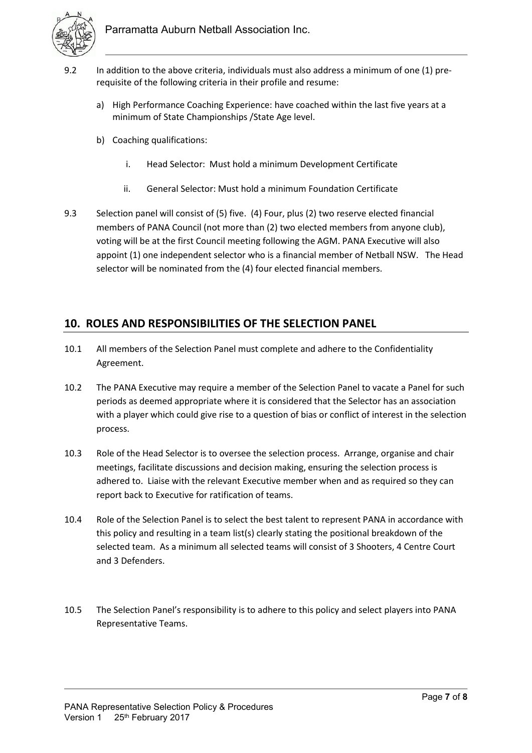9.2 In addition to the above criteria, individuals must also address a minimum of one (1) pre-requisite of the following criteria in their profile and resume:

a) High Performance Coaching Experience: have coached within the last five years at a minimum of State Championships /State Age level.

b) Coaching qualifications:

   i. Head Selector: Must hold a minimum Development Certificate

   ii. General Selector: Must hold a minimum Foundation Certificate

9.3 Selection panel will consist of (5) five. (4) Four, plus (2) two reserve elected financial members of PANA Council (not more than (2) two elected members from anyone club), voting will be at the first Council meeting following the AGM. PANA Executive will also appoint (1) one independent selector who is a financial member of Netball NSW. The Head selector will be nominated from the (4) four elected financial members.

## 10. ROLES AND RESPONSIBILITIES OF THE SELECTION PANEL

10.1 All members of the Selection Panel must complete and adhere to the Confidentiality Agreement.

10.2 The PANA Executive may require a member of the Selection Panel to vacate a Panel for such periods as deemed appropriate where it is considered that the Selector has an association with a player which could give rise to a question of bias or conflict of interest in the selection process.

10.3 Role of the Head Selector is to oversee the selection process. Arrange, organise and chair meetings, facilitate discussions and decision making, ensuring the selection process is adhered to. Liaise with the relevant Executive member when and as required so they can report back to Executive for ratification of teams.

10.4 Role of the Selection Panel is to select the best talent to represent PANA in accordance with this policy and resulting in a team list(s) clearly stating the positional breakdown of the selected team. As a minimum all selected teams will consist of 3 Shooters, 4 Centre Court and 3 Defenders.

10.5 The Selection Panel's responsibility is to adhere to this policy and select players into PANA Representative Teams.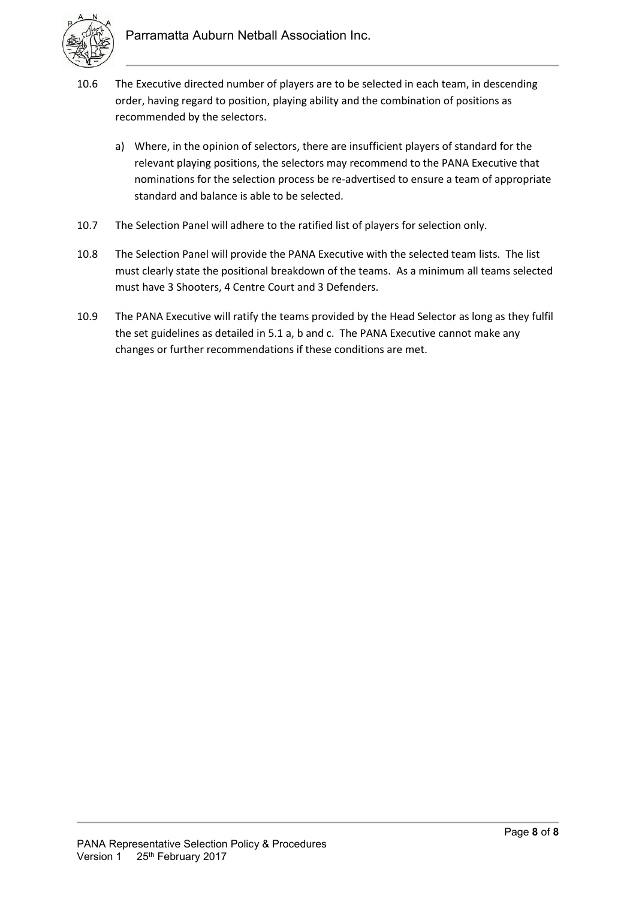10.6 The Executive directed number of players are to be selected in each team, in descending order, having regard to position, playing ability and the combination of positions as recommended by the selectors.

   a) Where, in the opinion of selectors, there are insufficient players of standard for the relevant playing positions, the selectors may recommend to the PANA Executive that nominations for the selection process be re-advertised to ensure a team of appropriate standard and balance is able to be selected.

10.7 The Selection Panel will adhere to the ratified list of players for selection only.

10.8 The Selection Panel will provide the PANA Executive with the selected team lists. The list must clearly state the positional breakdown of the teams. As a minimum all teams selected must have 3 Shooters, 4 Centre Court and 3 Defenders.

10.9 The PANA Executive will ratify the teams provided by the Head Selector as long as they fulfil the set guidelines as detailed in 5.1 a, b and c. The PANA Executive cannot make any changes or further recommendations if these conditions are met.